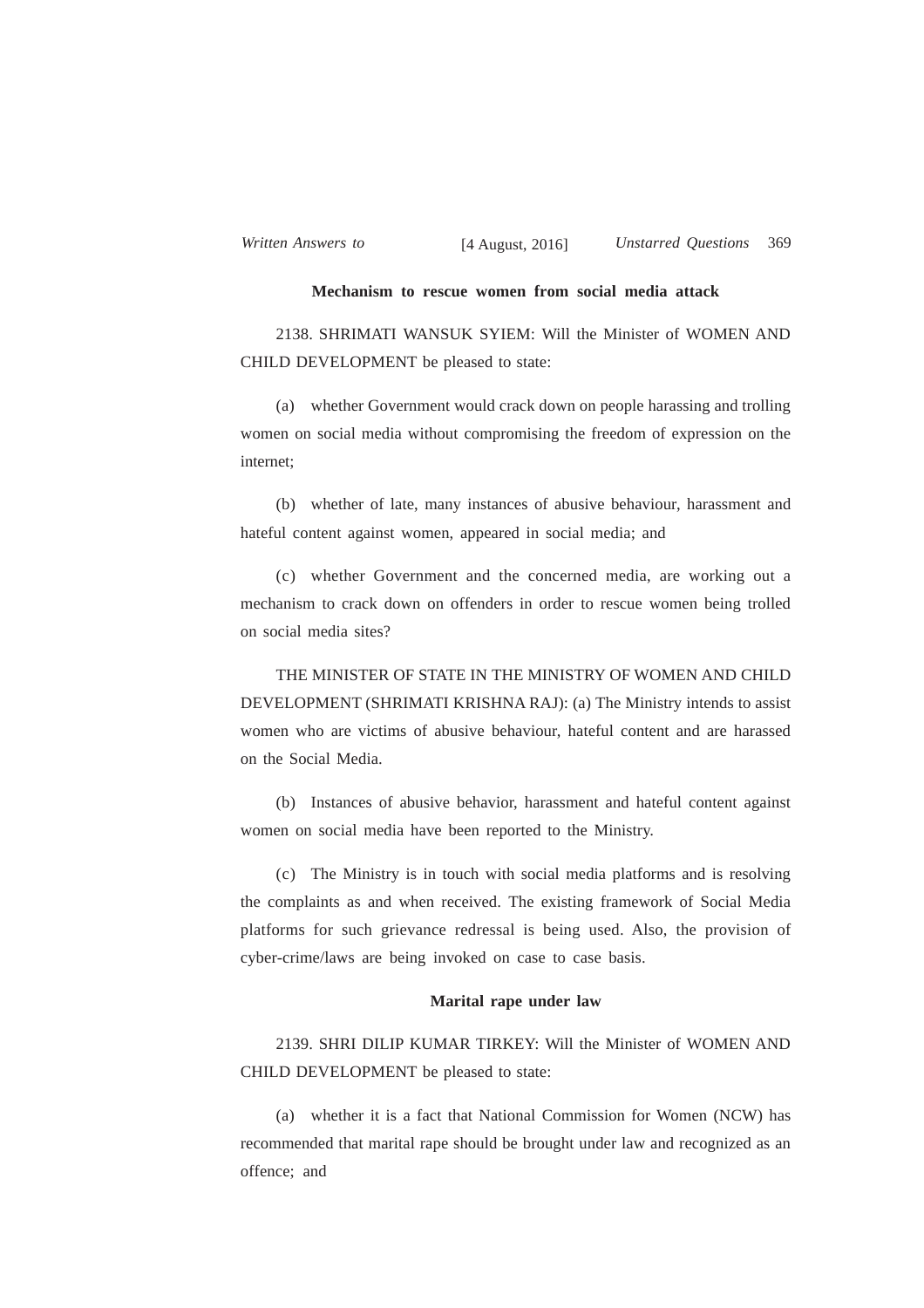### Mechanism to rescue women from social media attack

2138. SHRIMATI WANSUK SYIEM: Will the Minister of WOMEN AND CHILD DEVELOPMENT be pleased to state:

(a) whether Government would crack down on people harassing and trolling women on social media without compromising the freedom of expression on the internet;

(b) whether of late, many instances of abusive behaviour, harassment and hateful content against women, appeared in social media; and

(c) whether Government and the concerned media, are working out a mechanism to crack down on offenders in order to rescue women being trolled on social media sites?

THE MINISTER OF STATE IN THE MINISTRY OF WOMEN AND CHILD DEVELOPMENT (SHRIMATI KRISHNA RAJ): (a) The Ministry intends to assist women who are victims of abusive behaviour, hateful content and are harassed on the Social Media.

(b) Instances of abusive behavior, harassment and hateful content against women on social media have been reported to the Ministry.

(c) The Ministry is in touch with social media platforms and is resolving the complaints as and when received. The existing framework of Social Media platforms for such grievance redressal is being used. Also, the provision of cyber-crime/laws are being invoked on case to case basis.

### Marital rape under law

2139. SHRI DILIP KUMAR TIRKEY: Will the Minister of WOMEN AND CHILD DEVELOPMENT be pleased to state:

(a) whether it is a fact that National Commission for Women (NCW) has recommended that marital rape should be brought under law and recognized as an offence; and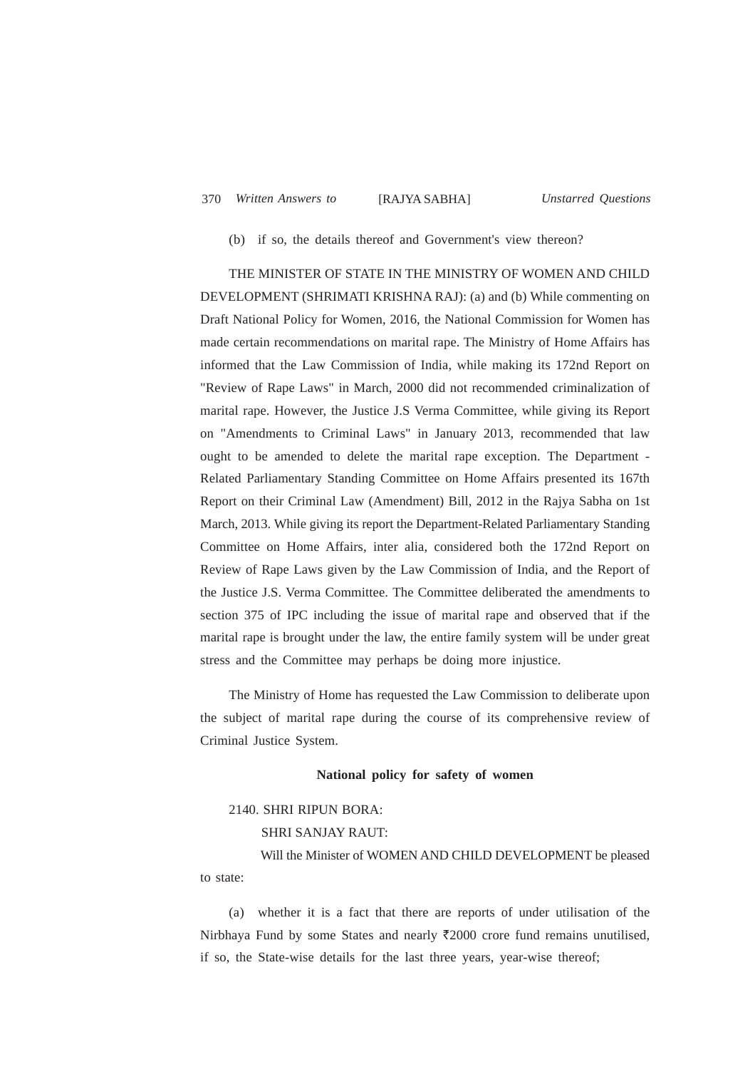(b) if so, the details thereof and Government's view thereon?

THE MINISTER OF STATE IN THE MINISTRY OF WOMEN AND CHILD DEVELOPMENT (SHRIMATI KRISHNA RAJ): (a) and (b) While commenting on Draft National Policy for Women, 2016, the National Commission for Women has made certain recommendations on marital rape. The Ministry of Home Affairs has informed that the Law Commission of India, while making its 172nd Report on "Review of Rape Laws" in March, 2000 did not recommended criminalization of marital rape. However, the Justice J.S Verma Committee, while giving its Report on "Amendments to Criminal Laws" in January 2013, recommended that law ought to be amended to delete the marital rape exception. The Department - Related Parliamentary Standing Committee on Home Affairs presented its 167th Report on their Criminal Law (Amendment) Bill, 2012 in the Rajya Sabha on 1st March, 2013. While giving its report the Department-Related Parliamentary Standing Committee on Home Affairs, inter alia, considered both the 172nd Report on Review of Rape Laws given by the Law Commission of India, and the Report of the Justice J.S. Verma Committee. The Committee deliberated the amendments to section 375 of IPC including the issue of marital rape and observed that if the marital rape is brought under the law, the entire family system will be under great stress and the Committee may perhaps be doing more injustice.

The Ministry of Home has requested the Law Commission to deliberate upon the subject of marital rape during the course of its comprehensive review of Criminal Justice System.

**National policy for safety of women**

2140. SHRI RIPUN BORA:

SHRI SANJAY RAUT:

Will the Minister of WOMEN AND CHILD DEVELOPMENT be pleased to state:

(a) whether it is a fact that there are reports of under utilisation of the Nirbhaya Fund by some States and nearly ₹2000 crore fund remains unutilised, if so, the State-wise details for the last three years, year-wise thereof;